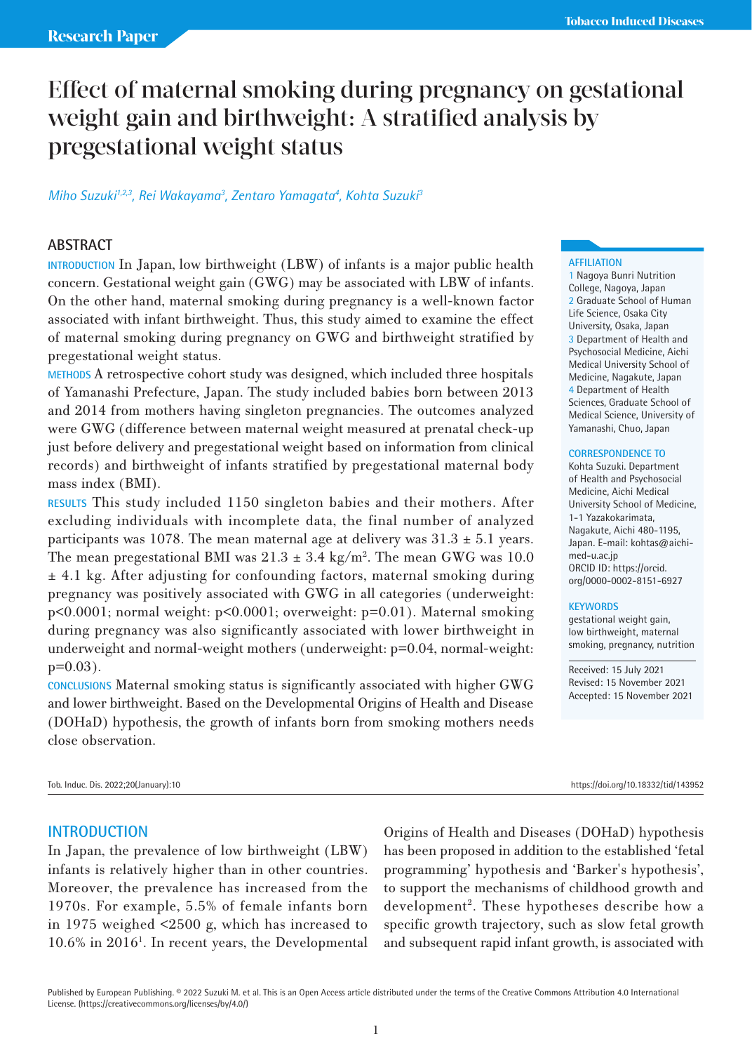Research Paper

# Effect of maternal smoking during pregnancy on gestational weight gain and birthweight: A stratified analysis by pregestational weight status

*Miho Suzuki[1,2,3], Rei Wakayama[3], Zentaro Yamagata[4], Kohta Suzuki[3]*

## ABSTRACT

**INTRODUCTION** In Japan, low birthweight (LBW) of infants is a major public health concern. Gestational weight gain (GWG) may be associated with LBW of infants. On the other hand, maternal smoking during pregnancy is a well-known factor associated with infant birthweight. Thus, this study aimed to examine the effect of maternal smoking during pregnancy on GWG and birthweight stratified by pregestational weight status.

**METHODS** A retrospective cohort study was designed, which included three hospitals of Yamanashi Prefecture, Japan. The study included babies born between 2013 and 2014 from mothers having singleton pregnancies. The outcomes analyzed were GWG (difference between maternal weight measured at prenatal check-up just before delivery and pregestational weight based on information from clinical records) and birthweight of infants stratified by pregestational maternal body mass index (BMI).

**RESULTS** This study included 1150 singleton babies and their mothers. After excluding individuals with incomplete data, the final number of analyzed participants was 1078. The mean maternal age at delivery was 31.3 ± 5.1 years. The mean pregestational BMI was 21.3 ± 3.4 kg/m$^2$. The mean GWG was 10.0 ± 4.1 kg. After adjusting for confounding factors, maternal smoking during pregnancy was positively associated with GWG in all categories (underweight: $p<0.0001$; normal weight: $p<0.0001$; overweight: $p=0.01$). Maternal smoking during pregnancy was also significantly associated with lower birthweight in underweight and normal-weight mothers (underweight: $p=0.04$, normal-weight: $p=0.03$).

**CONCLUSIONS** Maternal smoking status is significantly associated with higher GWG and lower birthweight. Based on the Developmental Origins of Health and Disease (DOHaD) hypothesis, the growth of infants born from smoking mothers needs close observation.

**AFFILIATION**
1 Nagoya Bunri Nutrition College, Nagoya, Japan
2 Graduate School of Human Life Science, Osaka City University, Osaka, Japan
3 Department of Health and Psychosocial Medicine, Aichi Medical University School of Medicine, Nagakute, Japan
4 Department of Health Sciences, Graduate School of Medical Science, University of Yamanashi, Chuo, Japan

**CORRESPONDENCE TO**
Kohta Suzuki. Department of Health and Psychosocial Medicine, Aichi Medical University School of Medicine, 1-1 Yazakokarimata, Nagakute, Aichi 480-1195, Japan. E-mail: kohtas@aichi-med-u.ac.jp
ORCID ID: https://orcid.org/0000-0002-8151-6927

**KEYWORDS**
gestational weight gain, low birthweight, maternal smoking, pregnancy, nutrition

Received: 15 July 2021
Revised: 15 November 2021
Accepted: 15 November 2021

## INTRODUCTION

In Japan, the prevalence of low birthweight (LBW) infants is relatively higher than in other countries. Moreover, the prevalence has increased from the 1970s. For example, 5.5% of female infants born in 1975 weighed <2500 g, which has increased to 10.6% in 2016[1]. In recent years, the Developmental Origins of Health and Diseases (DOHaD) hypothesis has been proposed in addition to the established 'fetal programming' hypothesis and 'Barker's hypothesis', to support the mechanisms of childhood growth and development[2]. These hypotheses describe how a specific growth trajectory, such as slow fetal growth and subsequent rapid infant growth, is associated with

Published by European Publishing. © 2022 Suzuki M. et al. This is an Open Access article distributed under the terms of the Creative Commons Attribution 4.0 International License. (https://creativecommons.org/licenses/by/4.0/)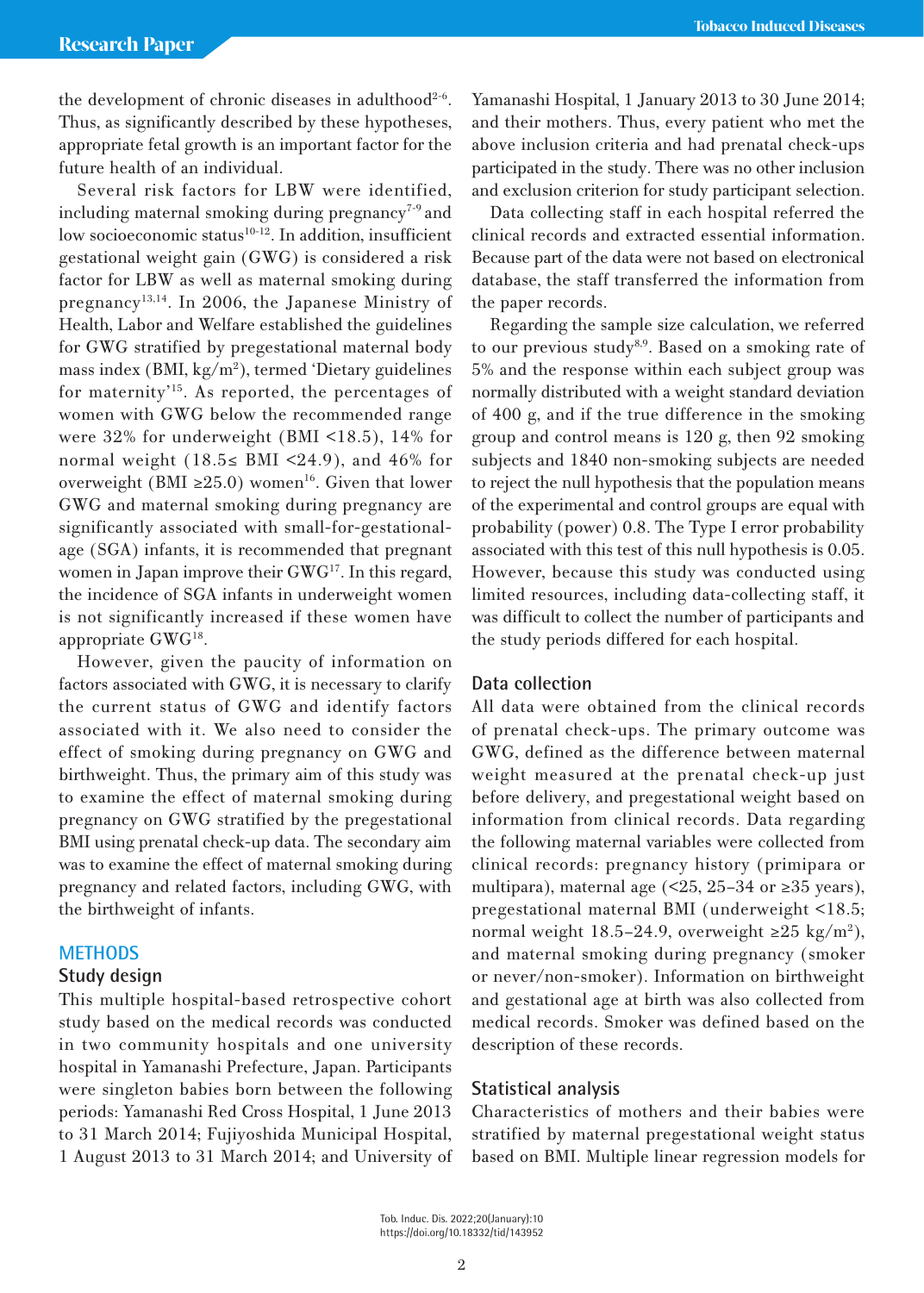the development of chronic diseases in adulthood[2-6]. Thus, as significantly described by these hypotheses, appropriate fetal growth is an important factor for the future health of an individual.

Several risk factors for LBW were identified, including maternal smoking during pregnancy[7-9] and low socioeconomic status[10-12]. In addition, insufficient gestational weight gain (GWG) is considered a risk factor for LBW as well as maternal smoking during pregnancy[13,14]. In 2006, the Japanese Ministry of Health, Labor and Welfare established the guidelines for GWG stratified by pregestational maternal body mass index (BMI, kg/m$^2$), termed 'Dietary guidelines for maternity'[15]. As reported, the percentages of women with GWG below the recommended range were 32% for underweight (BMI <18.5), 14% for normal weight (18.5≤ BMI <24.9), and 46% for overweight (BMI ≥25.0) women[16]. Given that lower GWG and maternal smoking during pregnancy are significantly associated with small-for-gestational-age (SGA) infants, it is recommended that pregnant women in Japan improve their GWG[17]. In this regard, the incidence of SGA infants in underweight women is not significantly increased if these women have appropriate GWG[18].

However, given the paucity of information on factors associated with GWG, it is necessary to clarify the current status of GWG and identify factors associated with it. We also need to consider the effect of smoking during pregnancy on GWG and birthweight. Thus, the primary aim of this study was to examine the effect of maternal smoking during pregnancy on GWG stratified by the pregestational BMI using prenatal check-up data. The secondary aim was to examine the effect of maternal smoking during pregnancy and related factors, including GWG, with the birthweight of infants.

## METHODS

### Study design

This multiple hospital-based retrospective cohort study based on the medical records was conducted in two community hospitals and one university hospital in Yamanashi Prefecture, Japan. Participants were singleton babies born between the following periods: Yamanashi Red Cross Hospital, 1 June 2013 to 31 March 2014; Fujiyoshida Municipal Hospital, 1 August 2013 to 31 March 2014; and University of Yamanashi Hospital, 1 January 2013 to 30 June 2014; and their mothers. Thus, every patient who met the above inclusion criteria and had prenatal check-ups participated in the study. There was no other inclusion and exclusion criterion for study participant selection.

Data collecting staff in each hospital referred the clinical records and extracted essential information. Because part of the data were not based on electronical database, the staff transferred the information from the paper records.

Regarding the sample size calculation, we referred to our previous study[8,9]. Based on a smoking rate of 5% and the response within each subject group was normally distributed with a weight standard deviation of 400 g, and if the true difference in the smoking group and control means is 120 g, then 92 smoking subjects and 1840 non-smoking subjects are needed to reject the null hypothesis that the population means of the experimental and control groups are equal with probability (power) 0.8. The Type I error probability associated with this test of this null hypothesis is 0.05. However, because this study was conducted using limited resources, including data-collecting staff, it was difficult to collect the number of participants and the study periods differed for each hospital.

### Data collection

All data were obtained from the clinical records of prenatal check-ups. The primary outcome was GWG, defined as the difference between maternal weight measured at the prenatal check-up just before delivery, and pregestational weight based on information from clinical records. Data regarding the following maternal variables were collected from clinical records: pregnancy history (primipara or multipara), maternal age (<25, 25–34 or ≥35 years), pregestational maternal BMI (underweight <18.5; normal weight 18.5–24.9, overweight ≥25 kg/m$^2$), and maternal smoking during pregnancy (smoker or never/non-smoker). Information on birthweight and gestational age at birth was also collected from medical records. Smoker was defined based on the description of these records.

### Statistical analysis

Characteristics of mothers and their babies were stratified by maternal pregestational weight status based on BMI. Multiple linear regression models for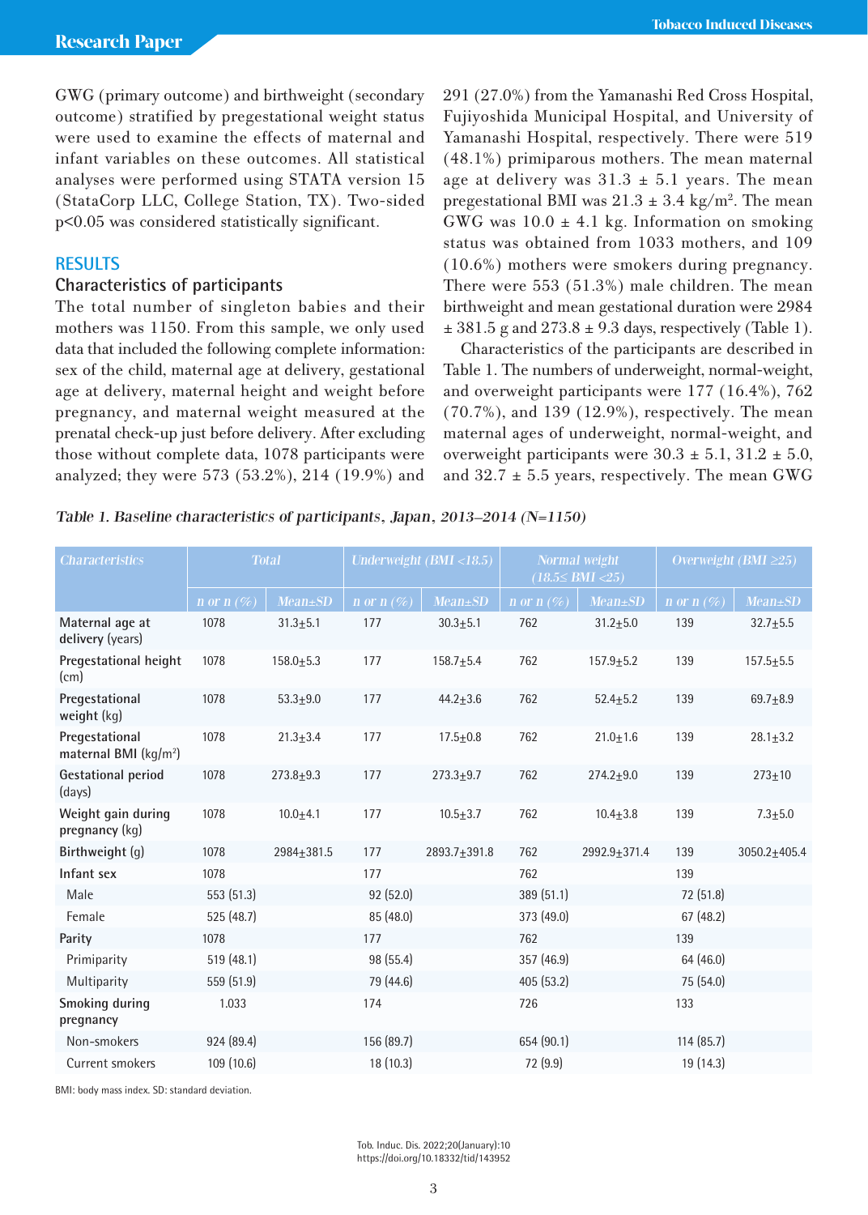GWG (primary outcome) and birthweight (secondary outcome) stratified by pregestational weight status were used to examine the effects of maternal and infant variables on these outcomes. All statistical analyses were performed using STATA version 15 (StataCorp LLC, College Station, TX). Two-sided p<0.05 was considered statistically significant.

## RESULTS

### Characteristics of participants

The total number of singleton babies and their mothers was 1150. From this sample, we only used data that included the following complete information: sex of the child, maternal age at delivery, gestational age at delivery, maternal height and weight before pregnancy, and maternal weight measured at the prenatal check-up just before delivery. After excluding those without complete data, 1078 participants were analyzed; they were 573 (53.2%), 214 (19.9%) and 291 (27.0%) from the Yamanashi Red Cross Hospital, Fujiyoshida Municipal Hospital, and University of Yamanashi Hospital, respectively. There were 519 (48.1%) primiparous mothers. The mean maternal age at delivery was 31.3 ± 5.1 years. The mean pregestational BMI was 21.3 ± 3.4 kg/m². The mean GWG was 10.0 ± 4.1 kg. Information on smoking status was obtained from 1033 mothers, and 109 (10.6%) mothers were smokers during pregnancy. There were 553 (51.3%) male children. The mean birthweight and mean gestational duration were 2984 ± 381.5 g and 273.8 ± 9.3 days, respectively (Table 1).

Characteristics of the participants are described in Table 1. The numbers of underweight, normal-weight, and overweight participants were 177 (16.4%), 762 (70.7%), and 139 (12.9%), respectively. The mean maternal ages of underweight, normal-weight, and overweight participants were 30.3 ± 5.1, 31.2 ± 5.0, and 32.7 ± 5.5 years, respectively. The mean GWG

*Table 1. Baseline characteristics of participants, Japan, 2013–2014 (N=1150)*

| Characteristics | Total | | Underweight (BMI <18.5) | | Normal weight (18.5≤ BMI <25) | | Overweight (BMI ≥25) | |
|---|---|---|---|---|---|---|---|---|
| | n or n (%) | Mean±SD | n or n (%) | Mean±SD | n or n (%) | Mean±SD | n or n (%) | Mean±SD |
| Maternal age at delivery (years) | 1078 | 31.3±5.1 | 177 | 30.3±5.1 | 762 | 31.2±5.0 | 139 | 32.7±5.5 |
| Pregestational height (cm) | 1078 | 158.0±5.3 | 177 | 158.7±5.4 | 762 | 157.9±5.2 | 139 | 157.5±5.5 |
| Pregestational weight (kg) | 1078 | 53.3±9.0 | 177 | 44.2±3.6 | 762 | 52.4±5.2 | 139 | 69.7±8.9 |
| Pregestational maternal BMI (kg/m²) | 1078 | 21.3±3.4 | 177 | 17.5±0.8 | 762 | 21.0±1.6 | 139 | 28.1±3.2 |
| Gestational period (days) | 1078 | 273.8±9.3 | 177 | 273.3±9.7 | 762 | 274.2±9.0 | 139 | 273±10 |
| Weight gain during pregnancy (kg) | 1078 | 10.0±4.1 | 177 | 10.5±3.7 | 762 | 10.4±3.8 | 139 | 7.3±5.0 |
| Birthweight (g) | 1078 | 2984±381.5 | 177 | 2893.7±391.8 | 762 | 2992.9±371.4 | 139 | 3050.2±405.4 |
| Infant sex | 1078 | | 177 | | 762 | | 139 | |
| Male | 553 (51.3) | | 92 (52.0) | | 389 (51.1) | | 72 (51.8) | |
| Female | 525 (48.7) | | 85 (48.0) | | 373 (49.0) | | 67 (48.2) | |
| Parity | 1078 | | 177 | | 762 | | 139 | |
| Primiparity | 519 (48.1) | | 98 (55.4) | | 357 (46.9) | | 64 (46.0) | |
| Multiparity | 559 (51.9) | | 79 (44.6) | | 405 (53.2) | | 75 (54.0) | |
| Smoking during pregnancy | 1.033 | | 174 | | 726 | | 133 | |
| Non-smokers | 924 (89.4) | | 156 (89.7) | | 654 (90.1) | | 114 (85.7) | |
| Current smokers | 109 (10.6) | | 18 (10.3) | | 72 (9.9) | | 19 (14.3) | |

BMI: body mass index. SD: standard deviation.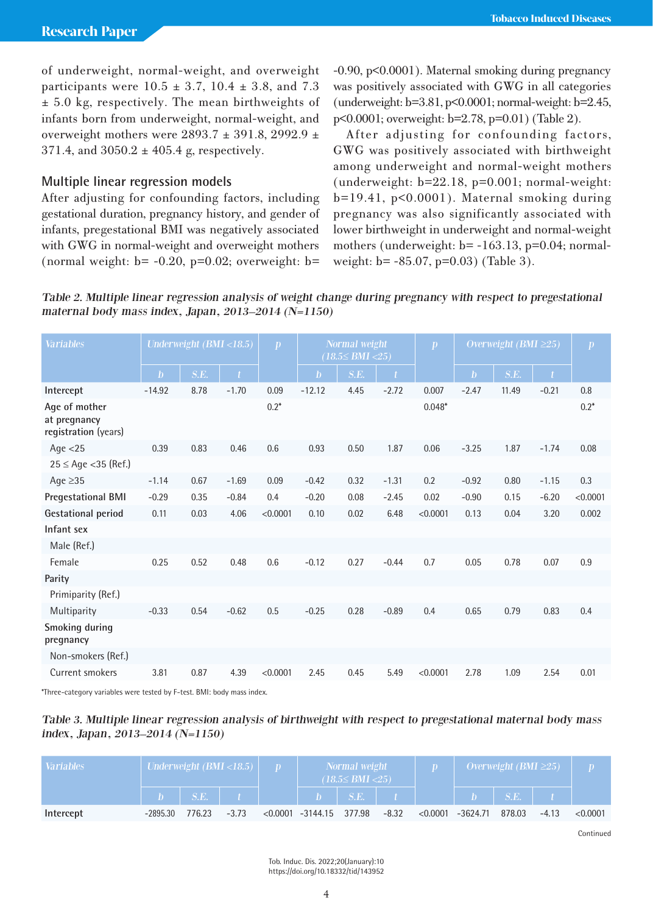of underweight, normal-weight, and overweight participants were 10.5 ± 3.7, 10.4 ± 3.8, and 7.3 ± 5.0 kg, respectively. The mean birthweights of infants born from underweight, normal-weight, and overweight mothers were 2893.7 ± 391.8, 2992.9 ± 371.4, and 3050.2 ± 405.4 g, respectively.

### Multiple linear regression models

After adjusting for confounding factors, including gestational duration, pregnancy history, and gender of infants, pregestational BMI was negatively associated with GWG in normal-weight and overweight mothers (normal weight: b= -0.20, p=0.02; overweight: b= -0.90, p<0.0001). Maternal smoking during pregnancy was positively associated with GWG in all categories (underweight: b=3.81, p<0.0001; normal-weight: b=2.45, p<0.0001; overweight: b=2.78, p=0.01) (Table 2).

After adjusting for confounding factors, GWG was positively associated with birthweight among underweight and normal-weight mothers (underweight: b=22.18, p=0.001; normal-weight: b=19.41, p<0.0001). Maternal smoking during pregnancy was also significantly associated with lower birthweight in underweight and normal-weight mothers (underweight: b= -163.13, p=0.04; normal-weight: b= -85.07, p=0.03) (Table 3).

*Table 2. Multiple linear regression analysis of weight change during pregnancy with respect to pregestational maternal body mass index, Japan, 2013–2014 (N=1150)*

| Variables | Underweight (BMI <18.5) | | | p | Normal weight (18.5≤ BMI <25) | | | p | Overweight (BMI ≥25) | | | p |
|---|---|---|---|---|---|---|---|---|---|---|---|---|
| | b | S.E. | t | | b | S.E. | t | | b | S.E. | t | |
| Intercept | -14.92 | 8.78 | -1.70 | 0.09 | -12.12 | 4.45 | -2.72 | 0.007 | -2.47 | 11.49 | -0.21 | 0.8 |
| Age of mother at pregnancy registration (years) | | | | 0.2* | | | | 0.048* | | | | 0.2* |
| Age <25 | 0.39 | 0.83 | 0.46 | 0.6 | 0.93 | 0.50 | 1.87 | 0.06 | -3.25 | 1.87 | -1.74 | 0.08 |
| 25 ≤ Age <35 (Ref.) | | | | | | | | | | | | |
| Age ≥35 | -1.14 | 0.67 | -1.69 | 0.09 | -0.42 | 0.32 | -1.31 | 0.2 | -0.92 | 0.80 | -1.15 | 0.3 |
| Pregestational BMI | -0.29 | 0.35 | -0.84 | 0.4 | -0.20 | 0.08 | -2.45 | 0.02 | -0.90 | 0.15 | -6.20 | <0.0001 |
| Gestational period | 0.11 | 0.03 | 4.06 | <0.0001 | 0.10 | 0.02 | 6.48 | <0.0001 | 0.13 | 0.04 | 3.20 | 0.002 |
| Infant sex | | | | | | | | | | | | |
| Male (Ref.) | | | | | | | | | | | | |
| Female | 0.25 | 0.52 | 0.48 | 0.6 | -0.12 | 0.27 | -0.44 | 0.7 | 0.05 | 0.78 | 0.07 | 0.9 |
| Parity | | | | | | | | | | | | |
| Primiparity (Ref.) | | | | | | | | | | | | |
| Multiparity | -0.33 | 0.54 | -0.62 | 0.5 | -0.25 | 0.28 | -0.89 | 0.4 | 0.65 | 0.79 | 0.83 | 0.4 |
| Smoking during pregnancy | | | | | | | | | | | | |
| Non-smokers (Ref.) | | | | | | | | | | | | |
| Current smokers | 3.81 | 0.87 | 4.39 | <0.0001 | 2.45 | 0.45 | 5.49 | <0.0001 | 2.78 | 1.09 | 2.54 | 0.01 |

*Three-category variables were tested by F-test. BMI: body mass index.

*Table 3. Multiple linear regression analysis of birthweight with respect to pregestational maternal body mass index, Japan, 2013–2014 (N=1150)*

| Variables | Underweight (BMI <18.5) | | | p | Normal weight (18.5≤ BMI <25) | | | p | Overweight (BMI ≥25) | | | p |
|---|---|---|---|---|---|---|---|---|---|---|---|---|
| | b | S.E. | t | | b | S.E. | t | | b | S.E. | t | |
| Intercept | -2895.30 | 776.23 | -3.73 | <0.0001 | -3144.15 | 377.98 | -8.32 | <0.0001 | -3624.71 | 878.03 | -4.13 | <0.0001 |

Continued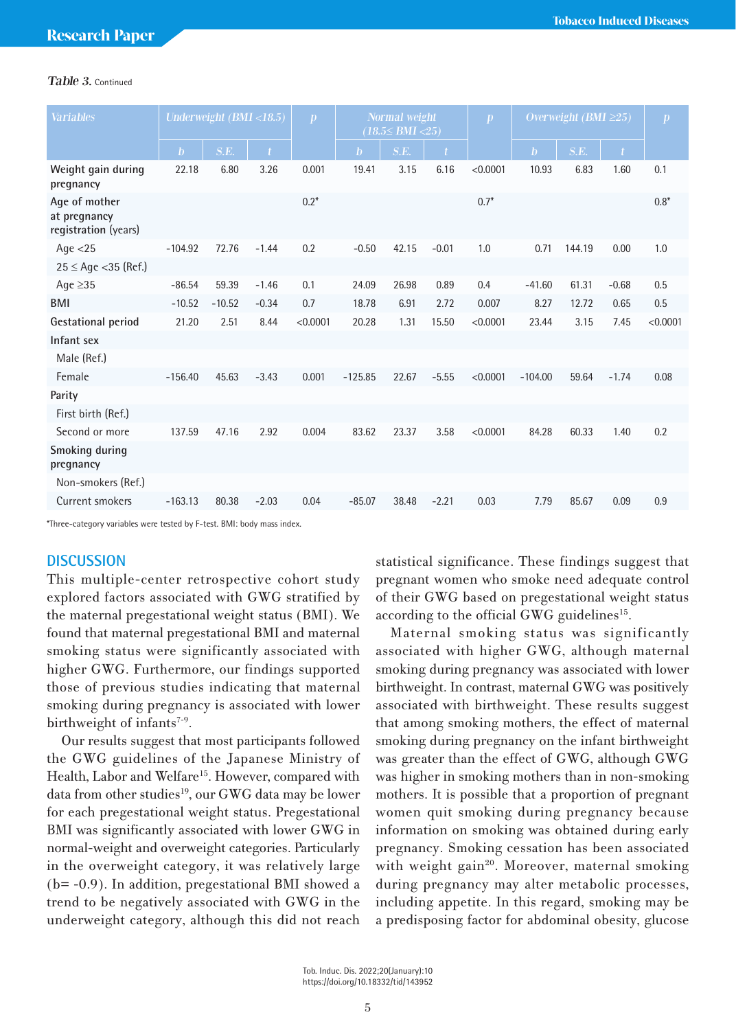*Table 3.* Continued

| Variables | Underweight (BMI <18.5) | | | p | Normal weight (18.5≤ BMI <25) | | | p | Overweight (BMI ≥25) | | | p |
|---|---|---|---|---|---|---|---|---|---|---|---|---|
| | b | S.E. | t | | b | S.E. | t | | b | S.E. | t | |
| Weight gain during pregnancy | 22.18 | 6.80 | 3.26 | 0.001 | 19.41 | 3.15 | 6.16 | <0.0001 | 10.93 | 6.83 | 1.60 | 0.1 |
| Age of mother at pregnancy registration (years) | | | | 0.2* | | | | 0.7* | | | | 0.8* |
| Age <25 | -104.92 | 72.76 | -1.44 | 0.2 | -0.50 | 42.15 | -0.01 | 1.0 | 0.71 | 144.19 | 0.00 | 1.0 |
| 25 ≤ Age <35 (Ref.) | | | | | | | | | | | | |
| Age ≥35 | -86.54 | 59.39 | -1.46 | 0.1 | 24.09 | 26.98 | 0.89 | 0.4 | -41.60 | 61.31 | -0.68 | 0.5 |
| BMI | -10.52 | -10.52 | -0.34 | 0.7 | 18.78 | 6.91 | 2.72 | 0.007 | 8.27 | 12.72 | 0.65 | 0.5 |
| Gestational period | 21.20 | 2.51 | 8.44 | <0.0001 | 20.28 | 1.31 | 15.50 | <0.0001 | 23.44 | 3.15 | 7.45 | <0.0001 |
| Infant sex | | | | | | | | | | | | |
| Male (Ref.) | | | | | | | | | | | | |
| Female | -156.40 | 45.63 | -3.43 | 0.001 | -125.85 | 22.67 | -5.55 | <0.0001 | -104.00 | 59.64 | -1.74 | 0.08 |
| Parity | | | | | | | | | | | | |
| First birth (Ref.) | | | | | | | | | | | | |
| Second or more | 137.59 | 47.16 | 2.92 | 0.004 | 83.62 | 23.37 | 3.58 | <0.0001 | 84.28 | 60.33 | 1.40 | 0.2 |
| Smoking during pregnancy | | | | | | | | | | | | |
| Non-smokers (Ref.) | | | | | | | | | | | | |
| Current smokers | -163.13 | 80.38 | -2.03 | 0.04 | -85.07 | 38.48 | -2.21 | 0.03 | 7.79 | 85.67 | 0.09 | 0.9 |

*Three-category variables were tested by F-test. BMI: body mass index.

## DISCUSSION

This multiple-center retrospective cohort study explored factors associated with GWG stratified by the maternal pregestational weight status (BMI). We found that maternal pregestational BMI and maternal smoking status were significantly associated with higher GWG. Furthermore, our findings supported those of previous studies indicating that maternal smoking during pregnancy is associated with lower birthweight of infants[7-9].

Our results suggest that most participants followed the GWG guidelines of the Japanese Ministry of Health, Labor and Welfare[15]. However, compared with data from other studies[19], our GWG data may be lower for each pregestational weight status. Pregestational BMI was significantly associated with lower GWG in normal-weight and overweight categories. Particularly in the overweight category, it was relatively large (b= -0.9). In addition, pregestational BMI showed a trend to be negatively associated with GWG in the underweight category, although this did not reach statistical significance. These findings suggest that pregnant women who smoke need adequate control of their GWG based on pregestational weight status according to the official GWG guidelines[15].

Maternal smoking status was significantly associated with higher GWG, although maternal smoking during pregnancy was associated with lower birthweight. In contrast, maternal GWG was positively associated with birthweight. These results suggest that among smoking mothers, the effect of maternal smoking during pregnancy on the infant birthweight was greater than the effect of GWG, although GWG was higher in smoking mothers than in non-smoking mothers. It is possible that a proportion of pregnant women quit smoking during pregnancy because information on smoking was obtained during early pregnancy. Smoking cessation has been associated with weight gain[20]. Moreover, maternal smoking during pregnancy may alter metabolic processes, including appetite. In this regard, smoking may be a predisposing factor for abdominal obesity, glucose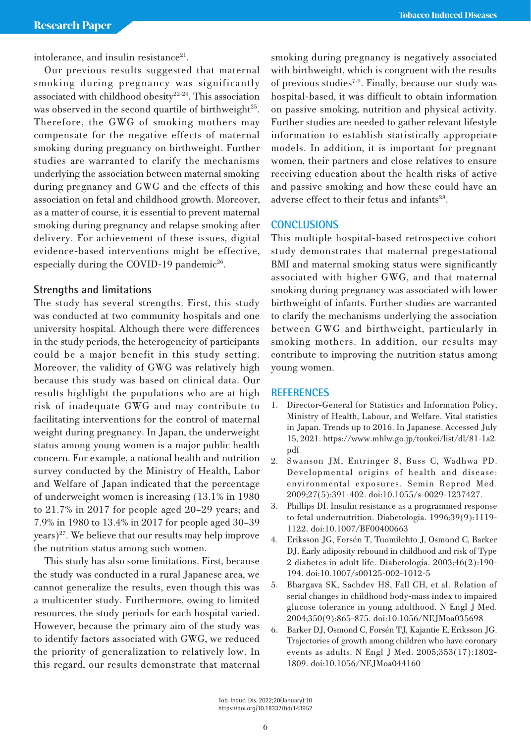intolerance, and insulin resistance[21].

Our previous results suggested that maternal smoking during pregnancy was significantly associated with childhood obesity[22-24]. This association was observed in the second quartile of birthweight[25]. Therefore, the GWG of smoking mothers may compensate for the negative effects of maternal smoking during pregnancy on birthweight. Further studies are warranted to clarify the mechanisms underlying the association between maternal smoking during pregnancy and GWG and the effects of this association on fetal and childhood growth. Moreover, as a matter of course, it is essential to prevent maternal smoking during pregnancy and relapse smoking after delivery. For achievement of these issues, digital evidence-based interventions might be effective, especially during the COVID-19 pandemic[26].

### Strengths and limitations

The study has several strengths. First, this study was conducted at two community hospitals and one university hospital. Although there were differences in the study periods, the heterogeneity of participants could be a major benefit in this study setting. Moreover, the validity of GWG was relatively high because this study was based on clinical data. Our results highlight the populations who are at high risk of inadequate GWG and may contribute to facilitating interventions for the control of maternal weight during pregnancy. In Japan, the underweight status among young women is a major public health concern. For example, a national health and nutrition survey conducted by the Ministry of Health, Labor and Welfare of Japan indicated that the percentage of underweight women is increasing (13.1% in 1980 to 21.7% in 2017 for people aged 20–29 years; and 7.9% in 1980 to 13.4% in 2017 for people aged 30–39 years)[27]. We believe that our results may help improve the nutrition status among such women.

This study has also some limitations. First, because the study was conducted in a rural Japanese area, we cannot generalize the results, even though this was a multicenter study. Furthermore, owing to limited resources, the study periods for each hospital varied. However, because the primary aim of the study was to identify factors associated with GWG, we reduced the priority of generalization to relatively low. In this regard, our results demonstrate that maternal smoking during pregnancy is negatively associated with birthweight, which is congruent with the results of previous studies[7-9]. Finally, because our study was hospital-based, it was difficult to obtain information on passive smoking, nutrition and physical activity. Further studies are needed to gather relevant lifestyle information to establish statistically appropriate models. In addition, it is important for pregnant women, their partners and close relatives to ensure receiving education about the health risks of active and passive smoking and how these could have an adverse effect to their fetus and infants[28].

## CONCLUSIONS

This multiple hospital-based retrospective cohort study demonstrates that maternal pregestational BMI and maternal smoking status were significantly associated with higher GWG, and that maternal smoking during pregnancy was associated with lower birthweight of infants. Further studies are warranted to clarify the mechanisms underlying the association between GWG and birthweight, particularly in smoking mothers. In addition, our results may contribute to improving the nutrition status among young women.

## REFERENCES

1. Director-General for Statistics and Information Policy, Ministry of Health, Labour, and Welfare. Vital statistics in Japan. Trends up to 2016. In Japanese. Accessed July 15, 2021. https://www.mhlw.go.jp/toukei/list/dl/81-1a2.pdf
2. Swanson JM, Entringer S, Buss C, Wadhwa PD. Developmental origins of health and disease: environmental exposures. Semin Reprod Med. 2009;27(5):391-402. doi:10.1055/s-0029-1237427.
3. Phillips DI. Insulin resistance as a programmed response to fetal undernutrition. Diabetologia. 1996;39(9):1119-1122. doi:10.1007/BF00400663
4. Eriksson JG, Forsén T, Tuomilehto J, Osmond C, Barker DJ. Early adiposity rebound in childhood and risk of Type 2 diabetes in adult life. Diabetologia. 2003;46(2):190-194. doi:10.1007/s00125-002-1012-5
5. Bhargava SK, Sachdev HS, Fall CH, et al. Relation of serial changes in childhood body-mass index to impaired glucose tolerance in young adulthood. N Engl J Med. 2004;350(9):865-875. doi:10.1056/NEJMoa035698
6. Barker DJ, Osmond C, Forsén TJ, Kajantie E, Eriksson JG. Trajectories of growth among children who have coronary events as adults. N Engl J Med. 2005;353(17):1802-1809. doi:10.1056/NEJMoa044160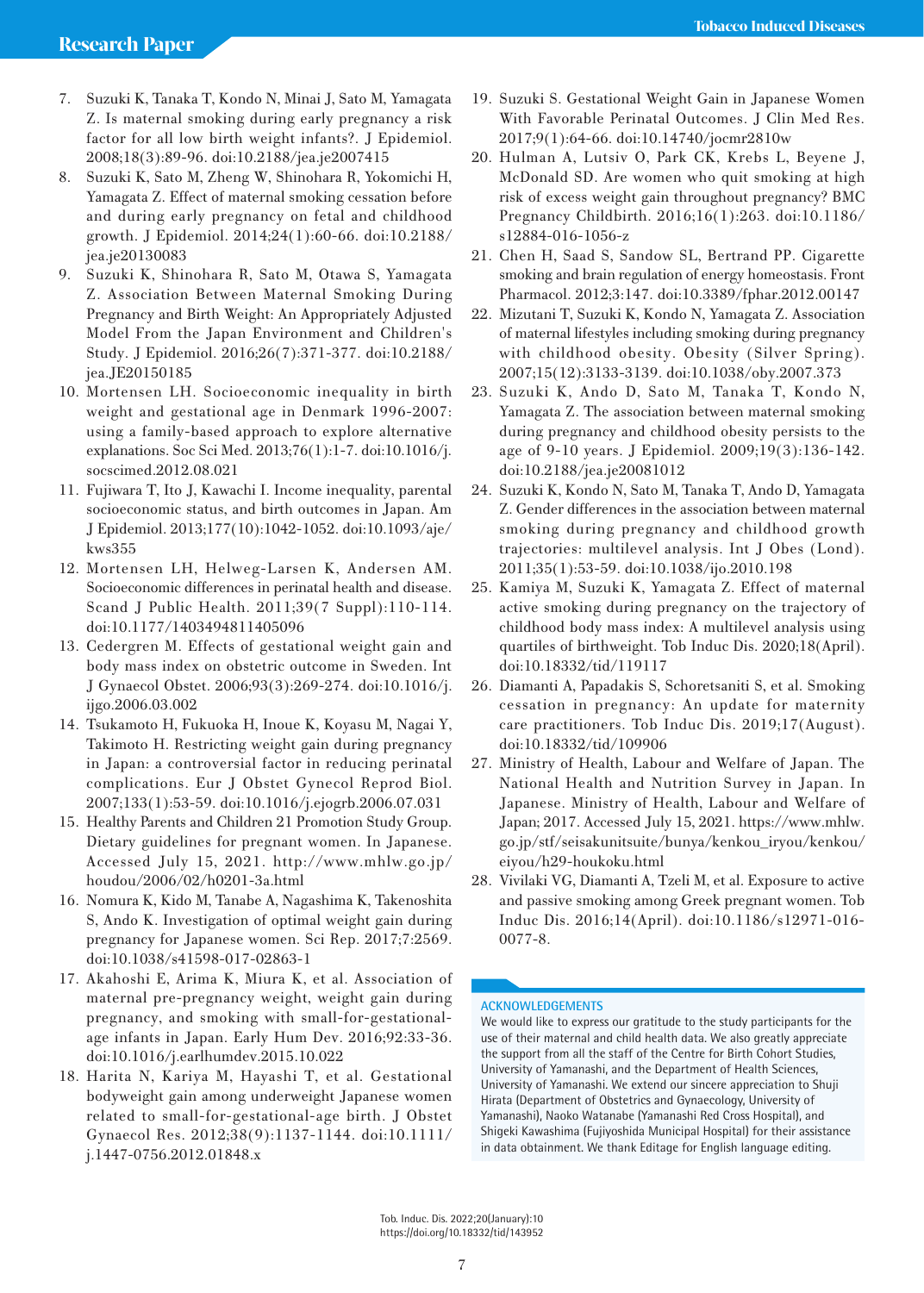7. Suzuki K, Tanaka T, Kondo N, Minai J, Sato M, Yamagata Z. Is maternal smoking during early pregnancy a risk factor for all low birth weight infants?. J Epidemiol. 2008;18(3):89-96. doi:10.2188/jea.je2007415
8. Suzuki K, Sato M, Zheng W, Shinohara R, Yokomichi H, Yamagata Z. Effect of maternal smoking cessation before and during early pregnancy on fetal and childhood growth. J Epidemiol. 2014;24(1):60-66. doi:10.2188/jea.je20130083
9. Suzuki K, Shinohara R, Sato M, Otawa S, Yamagata Z. Association Between Maternal Smoking During Pregnancy and Birth Weight: An Appropriately Adjusted Model From the Japan Environment and Children's Study. J Epidemiol. 2016;26(7):371-377. doi:10.2188/jea.JE20150185
10. Mortensen LH. Socioeconomic inequality in birth weight and gestational age in Denmark 1996-2007: using a family-based approach to explore alternative explanations. Soc Sci Med. 2013;76(1):1-7. doi:10.1016/j.socscimed.2012.08.021
11. Fujiwara T, Ito J, Kawachi I. Income inequality, parental socioeconomic status, and birth outcomes in Japan. Am J Epidemiol. 2013;177(10):1042-1052. doi:10.1093/aje/kws355
12. Mortensen LH, Helweg-Larsen K, Andersen AM. Socioeconomic differences in perinatal health and disease. Scand J Public Health. 2011;39(7 Suppl):110-114. doi:10.1177/1403494811405096
13. Cedergren M. Effects of gestational weight gain and body mass index on obstetric outcome in Sweden. Int J Gynaecol Obstet. 2006;93(3):269-274. doi:10.1016/j.ijgo.2006.03.002
14. Tsukamoto H, Fukuoka H, Inoue K, Koyasu M, Nagai Y, Takimoto H. Restricting weight gain during pregnancy in Japan: a controversial factor in reducing perinatal complications. Eur J Obstet Gynecol Reprod Biol. 2007;133(1):53-59. doi:10.1016/j.ejogrb.2006.07.031
15. Healthy Parents and Children 21 Promotion Study Group. Dietary guidelines for pregnant women. In Japanese. Accessed July 15, 2021. http://www.mhlw.go.jp/houdou/2006/02/h0201-3a.html
16. Nomura K, Kido M, Tanabe A, Nagashima K, Takenoshita S, Ando K. Investigation of optimal weight gain during pregnancy for Japanese women. Sci Rep. 2017;7:2569. doi:10.1038/s41598-017-02863-1
17. Akahoshi E, Arima K, Miura K, et al. Association of maternal pre-pregnancy weight, weight gain during pregnancy, and smoking with small-for-gestational-age infants in Japan. Early Hum Dev. 2016;92:33-36. doi:10.1016/j.earlhumdev.2015.10.022
18. Harita N, Kariya M, Hayashi T, et al. Gestational bodyweight gain among underweight Japanese women related to small-for-gestational-age birth. J Obstet Gynaecol Res. 2012;38(9):1137-1144. doi:10.1111/j.1447-0756.2012.01848.x
19. Suzuki S. Gestational Weight Gain in Japanese Women With Favorable Perinatal Outcomes. J Clin Med Res. 2017;9(1):64-66. doi:10.14740/jocmr2810w
20. Hulman A, Lutsiv O, Park CK, Krebs L, Beyene J, McDonald SD. Are women who quit smoking at high risk of excess weight gain throughout pregnancy? BMC Pregnancy Childbirth. 2016;16(1):263. doi:10.1186/s12884-016-1056-z
21. Chen H, Saad S, Sandow SL, Bertrand PP. Cigarette smoking and brain regulation of energy homeostasis. Front Pharmacol. 2012;3:147. doi:10.3389/fphar.2012.00147
22. Mizutani T, Suzuki K, Kondo N, Yamagata Z. Association of maternal lifestyles including smoking during pregnancy with childhood obesity. Obesity (Silver Spring). 2007;15(12):3133-3139. doi:10.1038/oby.2007.373
23. Suzuki K, Ando D, Sato M, Tanaka T, Kondo N, Yamagata Z. The association between maternal smoking during pregnancy and childhood obesity persists to the age of 9-10 years. J Epidemiol. 2009;19(3):136-142. doi:10.2188/jea.je20081012
24. Suzuki K, Kondo N, Sato M, Tanaka T, Ando D, Yamagata Z. Gender differences in the association between maternal smoking during pregnancy and childhood growth trajectories: multilevel analysis. Int J Obes (Lond). 2011;35(1):53-59. doi:10.1038/ijo.2010.198
25. Kamiya M, Suzuki K, Yamagata Z. Effect of maternal active smoking during pregnancy on the trajectory of childhood body mass index: A multilevel analysis using quartiles of birthweight. Tob Induc Dis. 2020;18(April). doi:10.18332/tid/119117
26. Diamanti A, Papadakis S, Schoretsaniti S, et al. Smoking cessation in pregnancy: An update for maternity care practitioners. Tob Induc Dis. 2019;17(August). doi:10.18332/tid/109906
27. Ministry of Health, Labour and Welfare of Japan. The National Health and Nutrition Survey in Japan. In Japanese. Ministry of Health, Labour and Welfare of Japan; 2017. Accessed July 15, 2021. https://www.mhlw.go.jp/stf/seisakunitsuite/bunya/kenkou_iryou/kenkou/eiyou/h29-houkoku.html
28. Vivilaki VG, Diamanti A, Tzeli M, et al. Exposure to active and passive smoking among Greek pregnant women. Tob Induc Dis. 2016;14(April). doi:10.1186/s12971-016-0077-8.

## ACKNOWLEDGEMENTS

We would like to express our gratitude to the study participants for the use of their maternal and child health data. We also greatly appreciate the support from all the staff of the Centre for Birth Cohort Studies, University of Yamanashi, and the Department of Health Sciences, University of Yamanashi. We extend our sincere appreciation to Shuji Hirata (Department of Obstetrics and Gynaecology, University of Yamanashi), Naoko Watanabe (Yamanashi Red Cross Hospital), and Shigeki Kawashima (Fujiyoshida Municipal Hospital) for their assistance in data obtainment. We thank Editage for English language editing.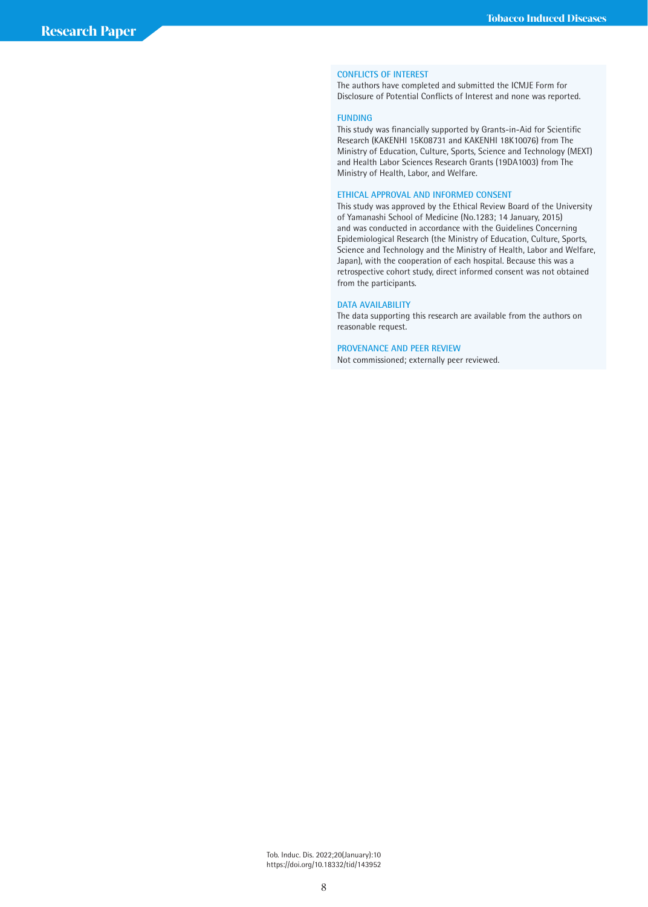## CONFLICTS OF INTEREST

The authors have completed and submitted the ICMJE Form for Disclosure of Potential Conflicts of Interest and none was reported.

## FUNDING

This study was financially supported by Grants-in-Aid for Scientific Research (KAKENHI 15K08731 and KAKENHI 18K10076) from The Ministry of Education, Culture, Sports, Science and Technology (MEXT) and Health Labor Sciences Research Grants (19DA1003) from The Ministry of Health, Labor, and Welfare.

## ETHICAL APPROVAL AND INFORMED CONSENT

This study was approved by the Ethical Review Board of the University of Yamanashi School of Medicine (No.1283; 14 January, 2015) and was conducted in accordance with the Guidelines Concerning Epidemiological Research (the Ministry of Education, Culture, Sports, Science and Technology and the Ministry of Health, Labor and Welfare, Japan), with the cooperation of each hospital. Because this was a retrospective cohort study, direct informed consent was not obtained from the participants.

## DATA AVAILABILITY

The data supporting this research are available from the authors on reasonable request.

## PROVENANCE AND PEER REVIEW

Not commissioned; externally peer reviewed.